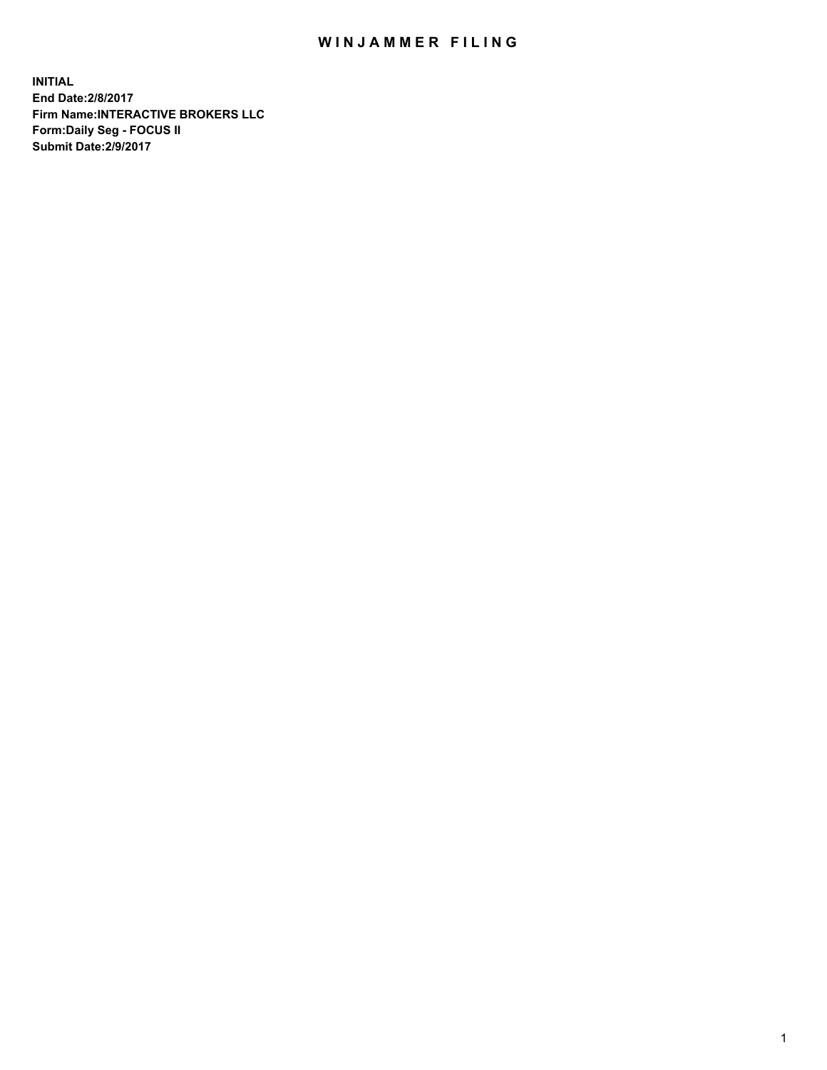# WINJAMMER FILING

**INITIAL**
**End Date:2/8/2017**
**Firm Name:INTERACTIVE BROKERS LLC**
**Form:Daily Seg - FOCUS II**
**Submit Date:2/9/2017**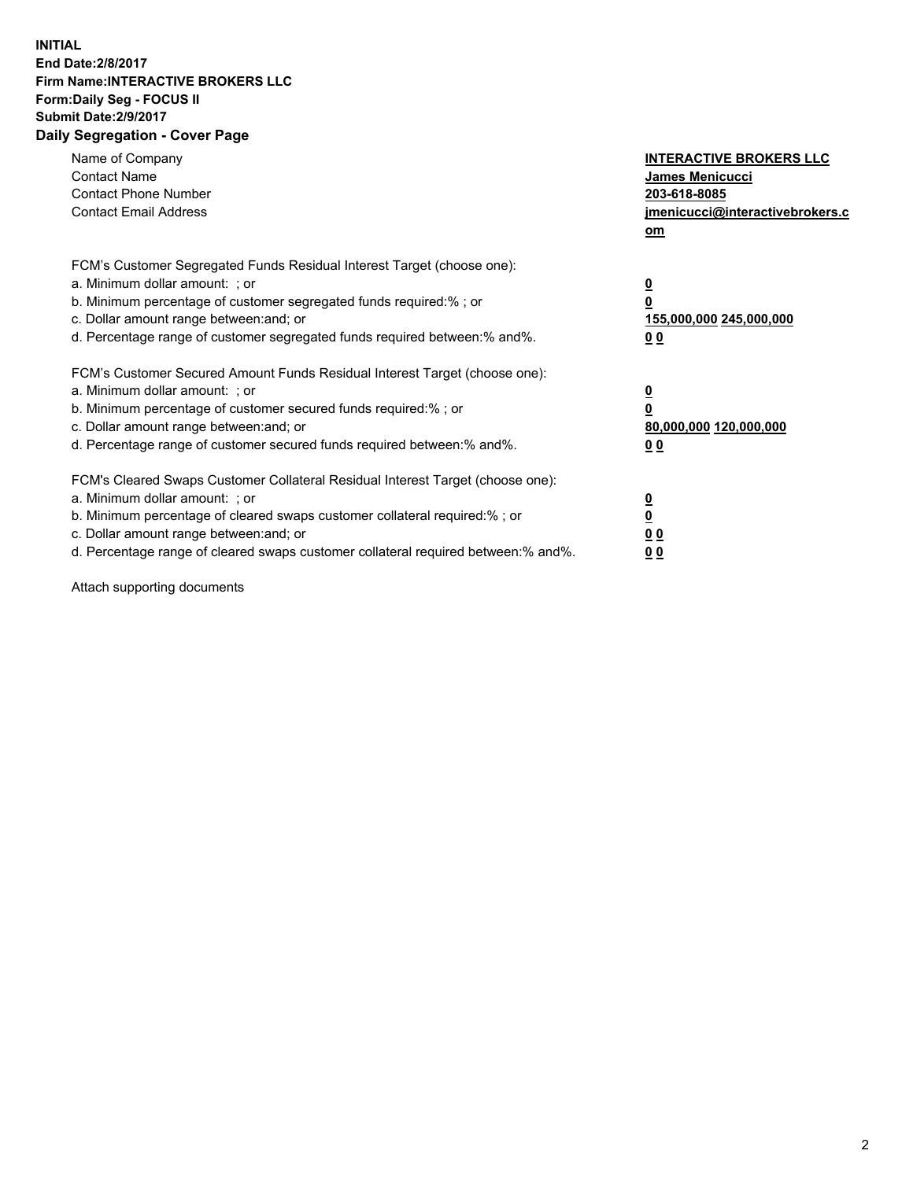**INITIAL**
**End Date:2/8/2017**
**Firm Name:INTERACTIVE BROKERS LLC**
**Form:Daily Seg - FOCUS II**
**Submit Date:2/9/2017**
**Daily Segregation - Cover Page**

| | |
|---|---|
| Name of Company | **INTERACTIVE BROKERS LLC** |
| Contact Name | **James Menicucci** |
| Contact Phone Number | **203-618-8085** |
| Contact Email Address | **jmenicucci@interactivebrokers.com** |
| | |
| FCM's Customer Segregated Funds Residual Interest Target (choose one): | |
| a. Minimum dollar amount: ; or | **0** |
| b. Minimum percentage of customer segregated funds required:% ; or | **0** |
| c. Dollar amount range between:and; or | **155,000,000 245,000,000** |
| d. Percentage range of customer segregated funds required between:% and%. | **0 0** |
| | |
| FCM's Customer Secured Amount Funds Residual Interest Target (choose one): | |
| a. Minimum dollar amount: ; or | **0** |
| b. Minimum percentage of customer secured funds required:% ; or | **0** |
| c. Dollar amount range between:and; or | **80,000,000 120,000,000** |
| d. Percentage range of customer secured funds required between:% and%. | **0 0** |
| | |
| FCM's Cleared Swaps Customer Collateral Residual Interest Target (choose one): | |
| a. Minimum dollar amount: ; or | **0** |
| b. Minimum percentage of cleared swaps customer collateral required:% ; or | **0** |
| c. Dollar amount range between:and; or | **0 0** |
| d. Percentage range of cleared swaps customer collateral required between:% and%. | **0 0** |

Attach supporting documents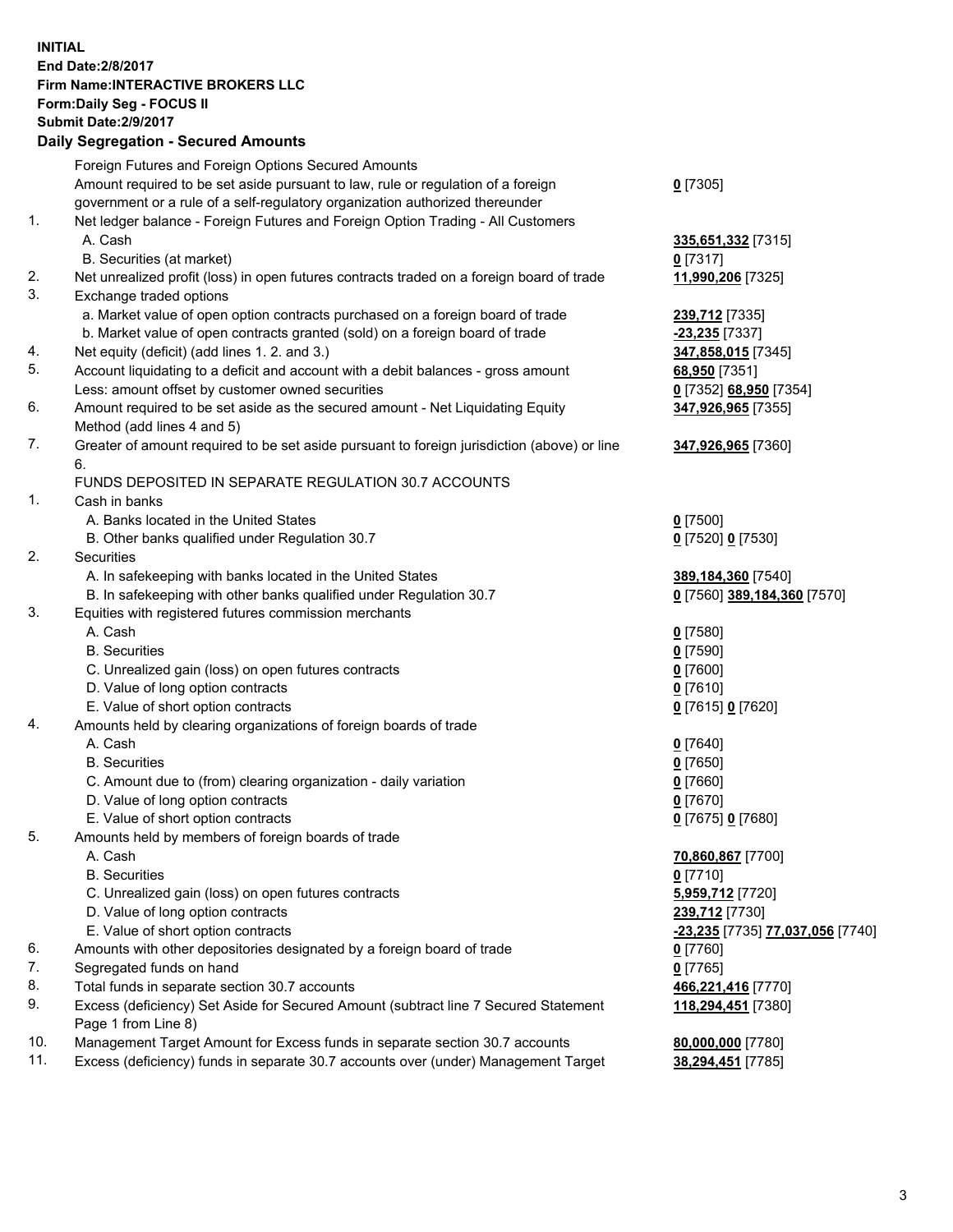**INITIAL**
**End Date:2/8/2017**
**Firm Name:INTERACTIVE BROKERS LLC**
**Form:Daily Seg - FOCUS II**
**Submit Date:2/9/2017**

## Daily Segregation - Secured Amounts

| | | |
|---|---|---|
| | Foreign Futures and Foreign Options Secured Amounts | |
| | Amount required to be set aside pursuant to law, rule or regulation of a foreign government or a rule of a self-regulatory organization authorized thereunder | **0** [7305] |
| 1. | Net ledger balance - Foreign Futures and Foreign Option Trading - All Customers | |
| | A. Cash | **335,651,332** [7315] |
| | B. Securities (at market) | **0** [7317] |
| 2. | Net unrealized profit (loss) in open futures contracts traded on a foreign board of trade | **11,990,206** [7325] |
| 3. | Exchange traded options | |
| | a. Market value of open option contracts purchased on a foreign board of trade | **239,712** [7335] |
| | b. Market value of open contracts granted (sold) on a foreign board of trade | **-23,235** [7337] |
| 4. | Net equity (deficit) (add lines 1. 2. and 3.) | **347,858,015** [7345] |
| 5. | Account liquidating to a deficit and account with a debit balances - gross amount | **68,950** [7351] |
| | Less: amount offset by customer owned securities | **0** [7352] **68,950** [7354] |
| 6. | Amount required to be set aside as the secured amount - Net Liquidating Equity Method (add lines 4 and 5) | **347,926,965** [7355] |
| 7. | Greater of amount required to be set aside pursuant to foreign jurisdiction (above) or line 6. | **347,926,965** [7360] |
| | FUNDS DEPOSITED IN SEPARATE REGULATION 30.7 ACCOUNTS | |
| 1. | Cash in banks | |
| | A. Banks located in the United States | **0** [7500] |
| | B. Other banks qualified under Regulation 30.7 | **0** [7520] **0** [7530] |
| 2. | Securities | |
| | A. In safekeeping with banks located in the United States | **389,184,360** [7540] |
| | B. In safekeeping with other banks qualified under Regulation 30.7 | **0** [7560] **389,184,360** [7570] |
| 3. | Equities with registered futures commission merchants | |
| | A. Cash | **0** [7580] |
| | B. Securities | **0** [7590] |
| | C. Unrealized gain (loss) on open futures contracts | **0** [7600] |
| | D. Value of long option contracts | **0** [7610] |
| | E. Value of short option contracts | **0** [7615] **0** [7620] |
| 4. | Amounts held by clearing organizations of foreign boards of trade | |
| | A. Cash | **0** [7640] |
| | B. Securities | **0** [7650] |
| | C. Amount due to (from) clearing organization - daily variation | **0** [7660] |
| | D. Value of long option contracts | **0** [7670] |
| | E. Value of short option contracts | **0** [7675] **0** [7680] |
| 5. | Amounts held by members of foreign boards of trade | |
| | A. Cash | **70,860,867** [7700] |
| | B. Securities | **0** [7710] |
| | C. Unrealized gain (loss) on open futures contracts | **5,959,712** [7720] |
| | D. Value of long option contracts | **239,712** [7730] |
| | E. Value of short option contracts | **-23,235** [7735] **77,037,056** [7740] |
| 6. | Amounts with other depositories designated by a foreign board of trade | **0** [7760] |
| 7. | Segregated funds on hand | **0** [7765] |
| 8. | Total funds in separate section 30.7 accounts | **466,221,416** [7770] |
| 9. | Excess (deficiency) Set Aside for Secured Amount (subtract line 7 Secured Statement Page 1 from Line 8) | **118,294,451** [7380] |
| 10. | Management Target Amount for Excess funds in separate section 30.7 accounts | **80,000,000** [7780] |
| 11. | Excess (deficiency) funds in separate 30.7 accounts over (under) Management Target | **38,294,451** [7785] |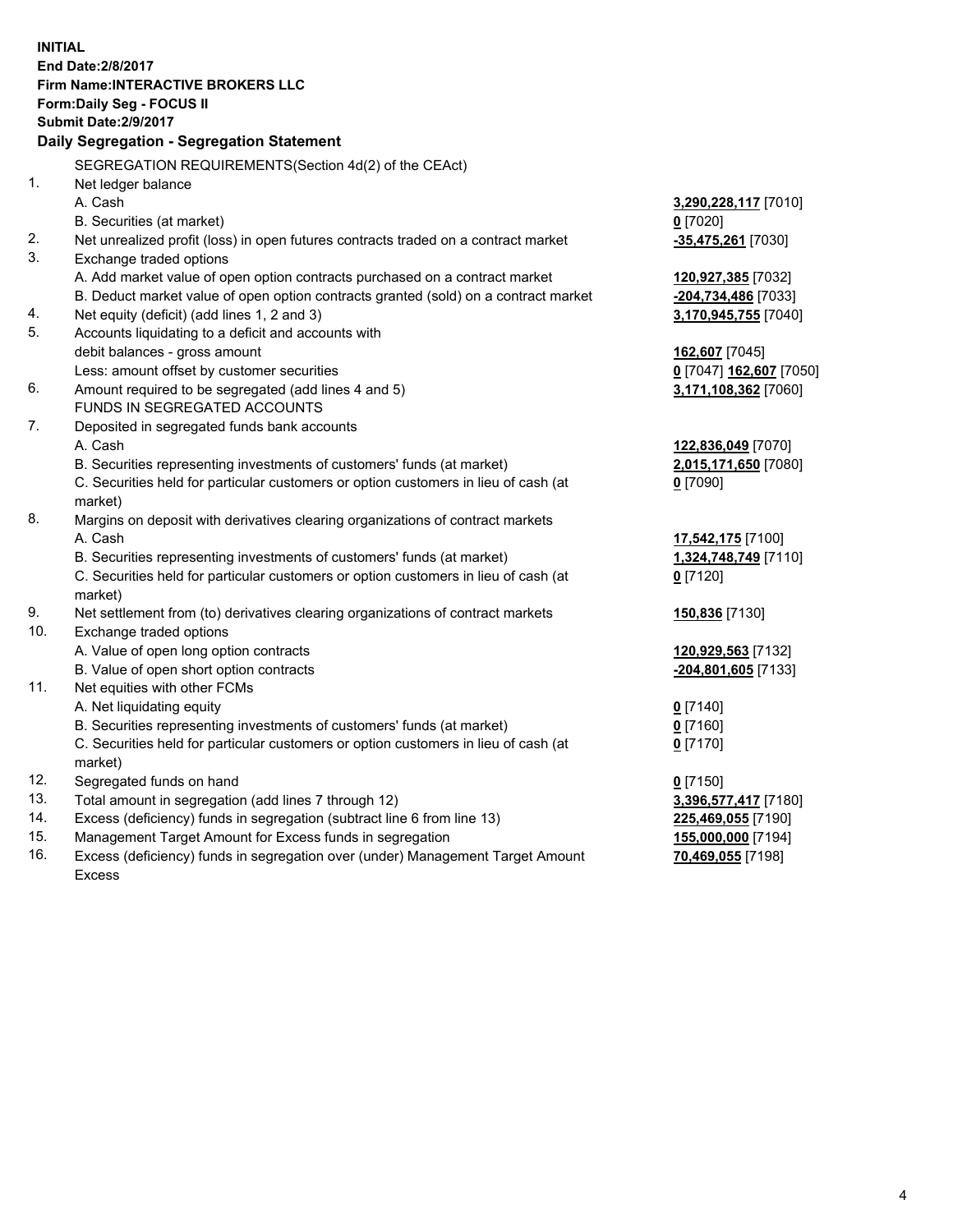**INITIAL**
**End Date:2/8/2017**
**Firm Name:INTERACTIVE BROKERS LLC**
**Form:Daily Seg - FOCUS II**
**Submit Date:2/9/2017**

## Daily Segregation - Segregation Statement

SEGREGATION REQUIREMENTS(Section 4d(2) of the CEAct)

| | | |
|---|---|---|
| 1. | Net ledger balance | |
| | A. Cash | **3,290,228,117** [7010] |
| | B. Securities (at market) | **0** [7020] |
| 2. | Net unrealized profit (loss) in open futures contracts traded on a contract market | **-35,475,261** [7030] |
| 3. | Exchange traded options | |
| | A. Add market value of open option contracts purchased on a contract market | **120,927,385** [7032] |
| | B. Deduct market value of open option contracts granted (sold) on a contract market | **-204,734,486** [7033] |
| 4. | Net equity (deficit) (add lines 1, 2 and 3) | **3,170,945,755** [7040] |
| 5. | Accounts liquidating to a deficit and accounts with debit balances - gross amount | **162,607** [7045] |
| | Less: amount offset by customer securities | **0** [7047] **162,607** [7050] |
| 6. | Amount required to be segregated (add lines 4 and 5) | **3,171,108,362** [7060] |
| | FUNDS IN SEGREGATED ACCOUNTS | |
| 7. | Deposited in segregated funds bank accounts | |
| | A. Cash | **122,836,049** [7070] |
| | B. Securities representing investments of customers' funds (at market) | **2,015,171,650** [7080] |
| | C. Securities held for particular customers or option customers in lieu of cash (at market) | **0** [7090] |
| 8. | Margins on deposit with derivatives clearing organizations of contract markets | |
| | A. Cash | **17,542,175** [7100] |
| | B. Securities representing investments of customers' funds (at market) | **1,324,748,749** [7110] |
| | C. Securities held for particular customers or option customers in lieu of cash (at market) | **0** [7120] |
| 9. | Net settlement from (to) derivatives clearing organizations of contract markets | **150,836** [7130] |
| 10. | Exchange traded options | |
| | A. Value of open long option contracts | **120,929,563** [7132] |
| | B. Value of open short option contracts | **-204,801,605** [7133] |
| 11. | Net equities with other FCMs | |
| | A. Net liquidating equity | **0** [7140] |
| | B. Securities representing investments of customers' funds (at market) | **0** [7160] |
| | C. Securities held for particular customers or option customers in lieu of cash (at market) | **0** [7170] |
| 12. | Segregated funds on hand | **0** [7150] |
| 13. | Total amount in segregation (add lines 7 through 12) | **3,396,577,417** [7180] |
| 14. | Excess (deficiency) funds in segregation (subtract line 6 from line 13) | **225,469,055** [7190] |
| 15. | Management Target Amount for Excess funds in segregation | **155,000,000** [7194] |
| 16. | Excess (deficiency) funds in segregation over (under) Management Target Amount Excess | **70,469,055** [7198] |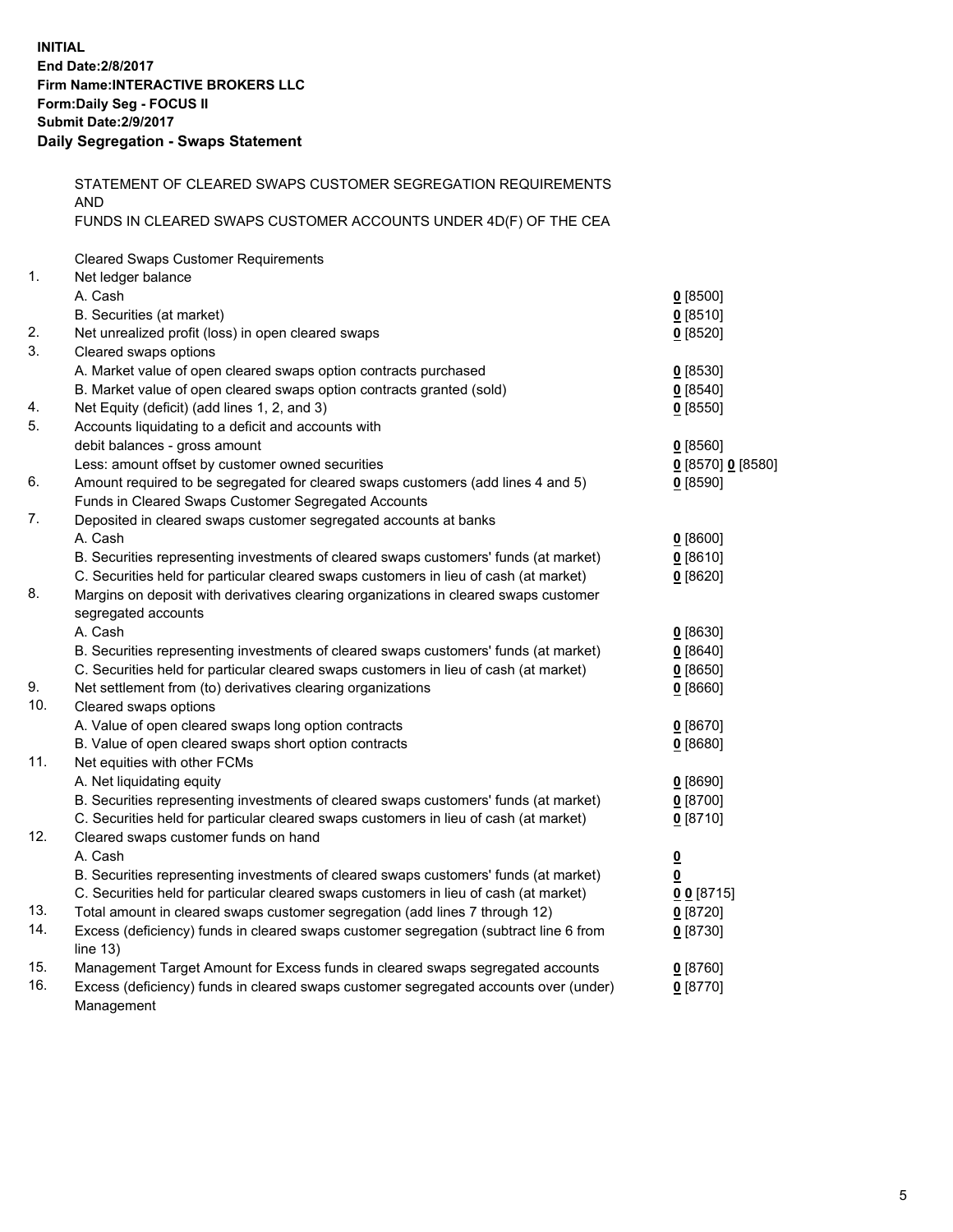**INITIAL**
**End Date:2/8/2017**
**Firm Name:INTERACTIVE BROKERS LLC**
**Form:Daily Seg - FOCUS II**
**Submit Date:2/9/2017**
**Daily Segregation - Swaps Statement**

STATEMENT OF CLEARED SWAPS CUSTOMER SEGREGATION REQUIREMENTS AND FUNDS IN CLEARED SWAPS CUSTOMER ACCOUNTS UNDER 4D(F) OF THE CEA

| | | |
|---|---|---|
| | Cleared Swaps Customer Requirements | |
| 1. | Net ledger balance | |
| | A. Cash | 0 [8500] |
| | B. Securities (at market) | 0 [8510] |
| 2. | Net unrealized profit (loss) in open cleared swaps | 0 [8520] |
| 3. | Cleared swaps options | |
| | A. Market value of open cleared swaps option contracts purchased | 0 [8530] |
| | B. Market value of open cleared swaps option contracts granted (sold) | 0 [8540] |
| 4. | Net Equity (deficit) (add lines 1, 2, and 3) | 0 [8550] |
| 5. | Accounts liquidating to a deficit and accounts with | |
| | debit balances - gross amount | 0 [8560] |
| | Less: amount offset by customer owned securities | 0 [8570] 0 [8580] |
| 6. | Amount required to be segregated for cleared swaps customers (add lines 4 and 5) | 0 [8590] |
| | Funds in Cleared Swaps Customer Segregated Accounts | |
| 7. | Deposited in cleared swaps customer segregated accounts at banks | |
| | A. Cash | 0 [8600] |
| | B. Securities representing investments of cleared swaps customers' funds (at market) | 0 [8610] |
| | C. Securities held for particular cleared swaps customers in lieu of cash (at market) | 0 [8620] |
| 8. | Margins on deposit with derivatives clearing organizations in cleared swaps customer segregated accounts | |
| | A. Cash | 0 [8630] |
| | B. Securities representing investments of cleared swaps customers' funds (at market) | 0 [8640] |
| | C. Securities held for particular cleared swaps customers in lieu of cash (at market) | 0 [8650] |
| 9. | Net settlement from (to) derivatives clearing organizations | 0 [8660] |
| 10. | Cleared swaps options | |
| | A. Value of open cleared swaps long option contracts | 0 [8670] |
| | B. Value of open cleared swaps short option contracts | 0 [8680] |
| 11. | Net equities with other FCMs | |
| | A. Net liquidating equity | 0 [8690] |
| | B. Securities representing investments of cleared swaps customers' funds (at market) | 0 [8700] |
| | C. Securities held for particular cleared swaps customers in lieu of cash (at market) | 0 [8710] |
| 12. | Cleared swaps customer funds on hand | |
| | A. Cash | 0 |
| | B. Securities representing investments of cleared swaps customers' funds (at market) | 0 |
| | C. Securities held for particular cleared swaps customers in lieu of cash (at market) | 0 0 [8715] |
| 13. | Total amount in cleared swaps customer segregation (add lines 7 through 12) | 0 [8720] |
| 14. | Excess (deficiency) funds in cleared swaps customer segregation (subtract line 6 from line 13) | 0 [8730] |
| 15. | Management Target Amount for Excess funds in cleared swaps segregated accounts | 0 [8760] |
| 16. | Excess (deficiency) funds in cleared swaps customer segregated accounts over (under) Management | 0 [8770] |